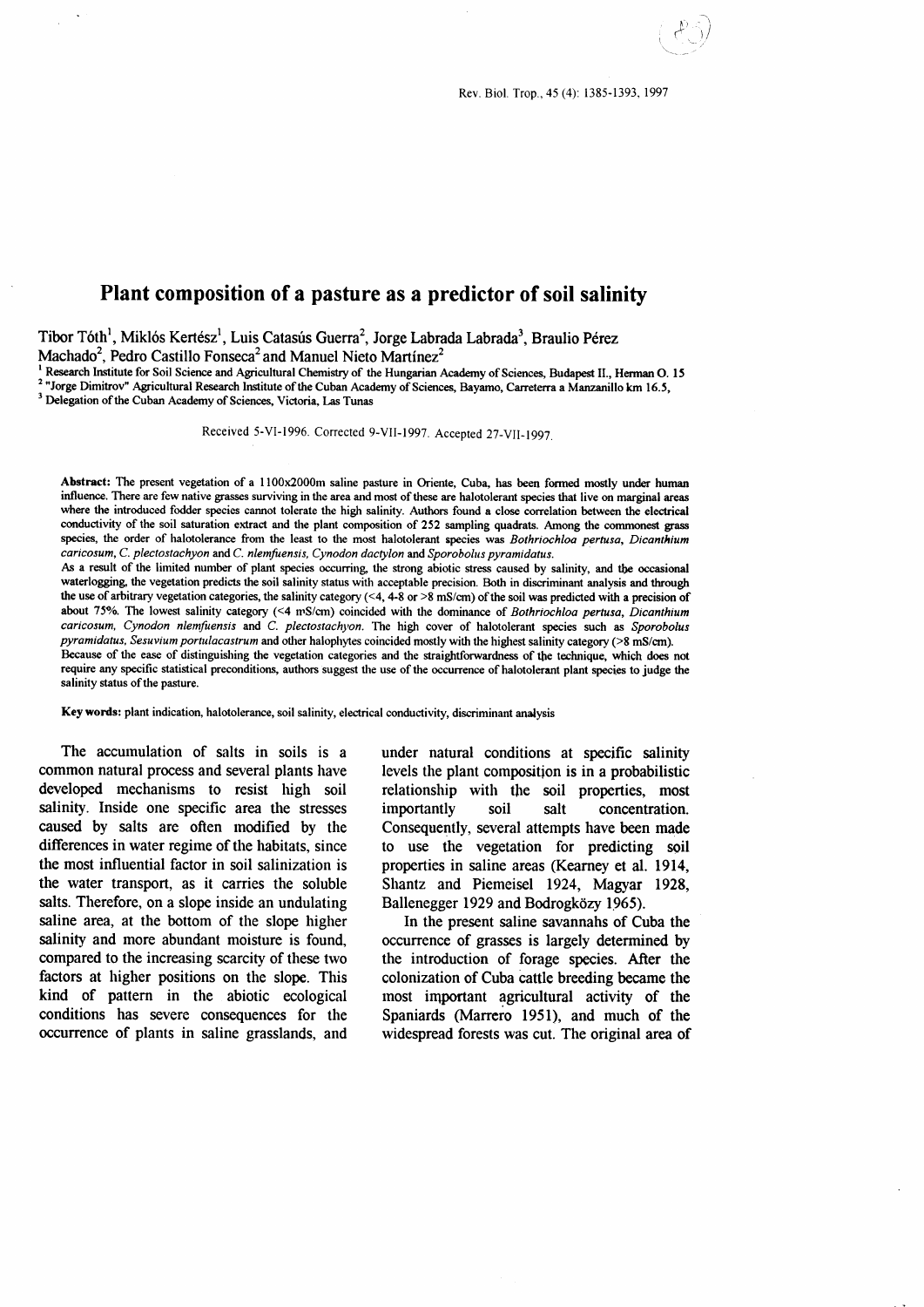# Plant composition of a pasture as a predictor of soil salinity

Tibor Tóth[1], Miklós Kertész[1], Luis Catasús Guerra[2], Jorge Labrada Labrada[3], Braulio Pérez Machado[2], Pedro Castillo Fonseca[2] and Manuel Nieto Martínez[2]

[1] Research Institute for Soil Science and Agricultural Chemistry of the Hungarian Academy of Sciences, Budapest II., Herman O. 15
[2] "Jorge Dimitrov" Agricultural Research Institute of the Cuban Academy of Sciences, Bayamo, Carreterra a Manzanillo km 16.5,
[3] Delegation of the Cuban Academy of Sciences, Victoria, Las Tunas

Received 5-VI-1996. Corrected 9-VII-1997. Accepted 27-VII-1997.

**Abstract:** The present vegetation of a 1100x2000m saline pasture in Oriente, Cuba, has been formed mostly under human influence. There are few native grasses surviving in the area and most of these are halotolerant species that live on marginal areas where the introduced fodder species cannot tolerate the high salinity. Authors found a close correlation between the electrical conductivity of the soil saturation extract and the plant composition of 252 sampling quadrats. Among the commonest grass species, the order of halotolerance from the least to the most halotolerant species was *Bothriochloa pertusa*, *Dicanthium caricosum*, *C. plectostachyon* and *C. nlemfuensis*, *Cynodon dactylon* and *Sporobolus pyramidatus*.

As a result of the limited number of plant species occurring, the strong abiotic stress caused by salinity, and the occasional waterlogging, the vegetation predicts the soil salinity status with acceptable precision. Both in discriminant analysis and through the use of arbitrary vegetation categories, the salinity category (<4, 4-8 or >8 mS/cm) of the soil was predicted with a precision of about 75%. The lowest salinity category (<4 mS/cm) coincided with the dominance of *Bothriochloa pertusa*, *Dicanthium caricosum*, *Cynodon nlemfuensis* and *C. plectostachyon*. The high cover of halotolerant species such as *Sporobolus pyramidatus*, *Sesuvium portulacastrum* and other halophytes coincided mostly with the highest salinity category (>8 mS/cm).

Because of the ease of distinguishing the vegetation categories and the straightforwardness of the technique, which does not require any specific statistical preconditions, authors suggest the use of the occurrence of halotolerant plant species to judge the salinity status of the pasture.

**Key words:** plant indication, halotolerance, soil salinity, electrical conductivity, discriminant analysis

The accumulation of salts in soils is a common natural process and several plants have developed mechanisms to resist high soil salinity. Inside one specific area the stresses caused by salts are often modified by the differences in water regime of the habitats, since the most influential factor in soil salinization is the water transport, as it carries the soluble salts. Therefore, on a slope inside an undulating saline area, at the bottom of the slope higher salinity and more abundant moisture is found, compared to the increasing scarcity of these two factors at higher positions on the slope. This kind of pattern in the abiotic ecological conditions has severe consequences for the occurrence of plants in saline grasslands, and under natural conditions at specific salinity levels the plant composition is in a probabilistic relationship with the soil properties, most importantly soil salt concentration. Consequently, several attempts have been made to use the vegetation for predicting soil properties in saline areas (Kearney et al. 1914, Shantz and Piemeisel 1924, Magyar 1928, Ballenegger 1929 and Bodrogközy 1965).

In the present saline savannahs of Cuba the occurrence of grasses is largely determined by the introduction of forage species. After the colonization of Cuba cattle breeding became the most important agricultural activity of the Spaniards (Marrero 1951), and much of the widespread forests was cut. The original area of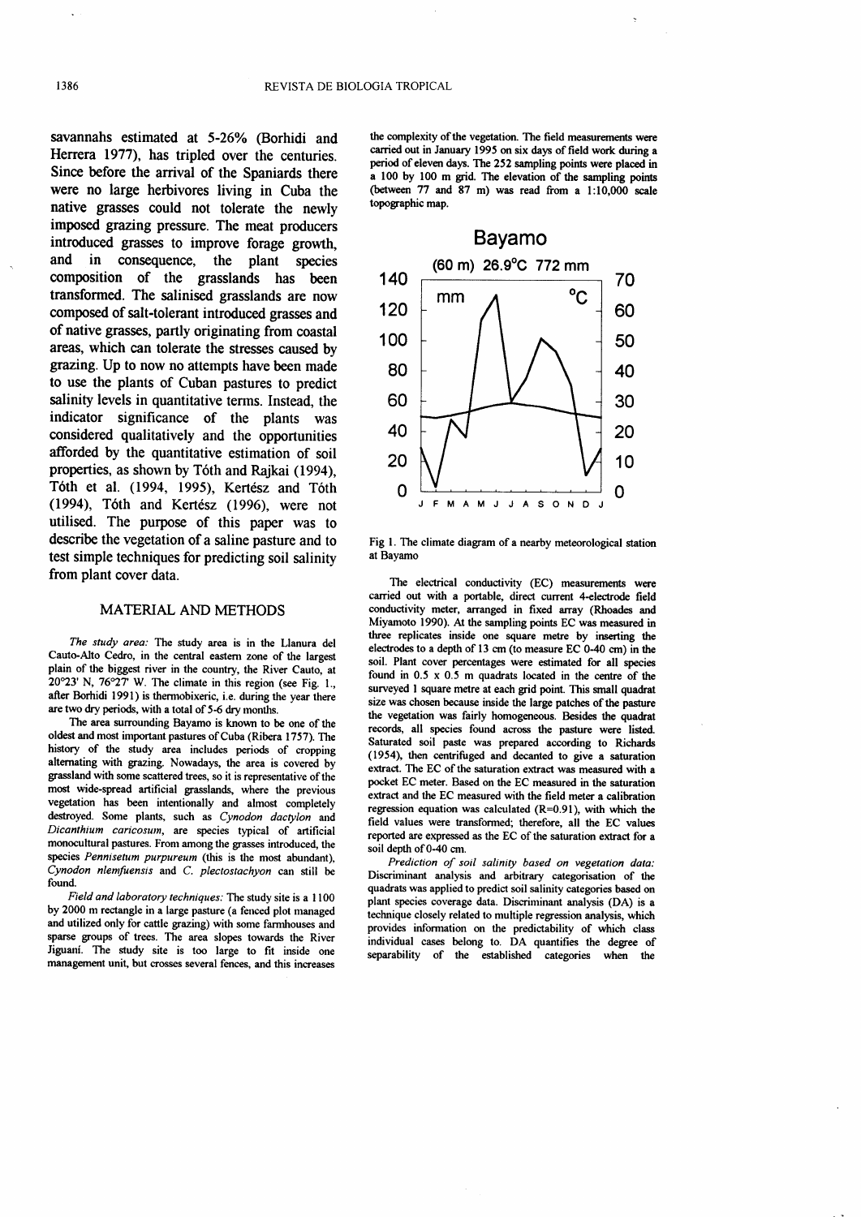savannahs estimated at 5-26% (Borhidi and Herrera 1977), has tripled over the centuries. Since before the arrival of the Spaniards there were no large herbivores living in Cuba the native grasses could not tolerate the newly imposed grazing pressure. The meat producers introduced grasses to improve forage growth, and in consequence, the plant species composition of the grasslands has been transformed. The salinised grasslands are now composed of salt-tolerant introduced grasses and of native grasses, partly originating from coastal areas, which can tolerate the stresses caused by grazing. Up to now no attempts have been made to use the plants of Cuban pastures to predict salinity levels in quantitative terms. Instead, the indicator significance of the plants was considered qualitatively and the opportunities afforded by the quantitative estimation of soil properties, as shown by Tóth and Rajkai (1994), Tóth et al. (1994, 1995), Kertész and Tóth (1994), Tóth and Kertész (1996), were not utilised. The purpose of this paper was to describe the vegetation of a saline pasture and to test simple techniques for predicting soil salinity from plant cover data.

## MATERIAL AND METHODS

*The study area:* The study area is in the Llanura del Cauto-Alto Cedro, in the central eastern zone of the largest plain of the biggest river in the country, the River Cauto, at 20°23' N, 76°27' W. The climate in this region (see Fig. 1., after Borhidi 1991) is thermobixeric, i.e. during the year there are two dry periods, with a total of 5-6 dry months.

The area surrounding Bayamo is known to be one of the oldest and most important pastures of Cuba (Ribera 1757). The history of the study area includes periods of cropping alternating with grazing. Nowadays, the area is covered by grassland with some scattered trees, so it is representative of the most wide-spread artificial grasslands, where the previous vegetation has been intentionally and almost completely destroyed. Some plants, such as *Cynodon dactylon* and *Dicanthium caricosum*, are species typical of artificial monocultural pastures. From among the grasses introduced, the species *Pennisetum purpureum* (this is the most abundant), *Cynodon nlemfuensis* and *C. plectostachyon* can still be found.

*Field and laboratory techniques:* The study site is a 1100 by 2000 m rectangle in a large pasture (a fenced plot managed and utilized only for cattle grazing) with some farmhouses and sparse groups of trees. The area slopes towards the River Jiguaní. The study site is too large to fit inside one management unit, but crosses several fences, and this increases the complexity of the vegetation. The field measurements were carried out in January 1995 on six days of field work during a period of eleven days. The 252 sampling points were placed in a 100 by 100 m grid. The elevation of the sampling points (between 77 and 87 m) was read from a 1:10,000 scale topographic map.

Fig 1. The climate diagram of a nearby meteorological station at Bayamo

The electrical conductivity (EC) measurements were carried out with a portable, direct current 4-electrode field conductivity meter, arranged in fixed array (Rhoades and Miyamoto 1990). At the sampling points EC was measured in three replicates inside one square metre by inserting the electrodes to a depth of 13 cm (to measure EC 0-40 cm) in the soil. Plant cover percentages were estimated for all species found in 0.5 x 0.5 m quadrats located in the centre of the surveyed 1 square metre at each grid point. This small quadrat size was chosen because inside the large patches of the pasture the vegetation was fairly homogeneous. Besides the quadrat records, all species found across the pasture were listed. Saturated soil paste was prepared according to Richards (1954), then centrifuged and decanted to give a saturation extract. The EC of the saturation extract was measured with a pocket EC meter. Based on the EC measured in the saturation extract and the EC measured with the field meter a calibration regression equation was calculated ($R=0.91$), with which the field values were transformed; therefore, all the EC values reported are expressed as the EC of the saturation extract for a soil depth of 0-40 cm.

*Prediction of soil salinity based on vegetation data:* Discriminant analysis and arbitrary categorisation of the quadrats was applied to predict soil salinity categories based on plant species coverage data. Discriminant analysis (DA) is a technique closely related to multiple regression analysis, which provides information on the predictability of which class individual cases belong to. DA quantifies the degree of separability of the established categories when the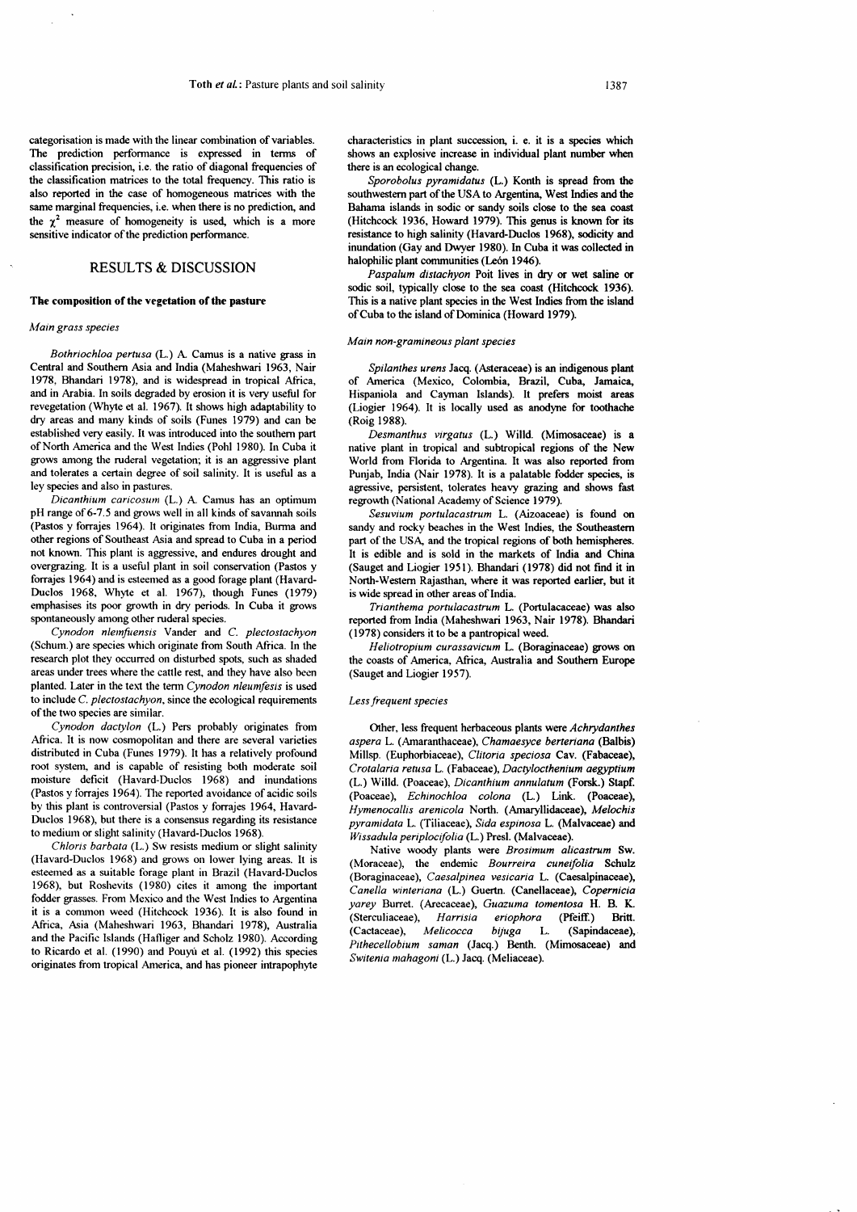categorisation is made with the linear combination of variables. The prediction performance is expressed in terms of classification precision, i.e. the ratio of diagonal frequencies of the classification matrices to the total frequency. This ratio is also reported in the case of homogeneous matrices with the same marginal frequencies, i.e. when there is no prediction, and the $\chi^2$ measure of homogeneity is used, which is a more sensitive indicator of the prediction performance.

## RESULTS & DISCUSSION

### The composition of the vegetation of the pasture

#### *Main grass species*

*Bothriochloa pertusa* (L.) A. Camus is a native grass in Central and Southern Asia and India (Maheshwari 1963, Nair 1978, Bhandari 1978), and is widespread in tropical Africa, and in Arabia. In soils degraded by erosion it is very useful for revegetation (Whyte et al. 1967). It shows high adaptability to dry areas and many kinds of soils (Funes 1979) and can be established very easily. It was introduced into the southern part of North America and the West Indies (Pohl 1980). In Cuba it grows among the ruderal vegetation; it is an aggressive plant and tolerates a certain degree of soil salinity. It is useful as a ley species and also in pastures.

*Dicanthium caricosum* (L.) A. Camus has an optimum pH range of 6-7.5 and grows well in all kinds of savannah soils (Pastos y forrajes 1964). It originates from India, Burma and other regions of Southeast Asia and spread to Cuba in a period not known. This plant is aggressive, and endures drought and overgrazing. It is a useful plant in soil conservation (Pastos y forrajes 1964) and is esteemed as a good forage plant (Havard-Duclos 1968, Whyte et al. 1967), though Funes (1979) emphasises its poor growth in dry periods. In Cuba it grows spontaneously among other ruderal species.

*Cynodon nlemfuensis* Vander and *C. plectostachyon* (Schum.) are species which originate from South Africa. In the research plot they occurred on disturbed spots, such as shaded areas under trees where the cattle rest, and they have also been planted. Later in the text the term *Cynodon nleumfesis* is used to include *C. plectostachyon*, since the ecological requirements of the two species are similar.

*Cynodon dactylon* (L.) Pers probably originates from Africa. It is now cosmopolitan and there are several varieties distributed in Cuba (Funes 1979). It has a relatively profound root system, and is capable of resisting both moderate soil moisture deficit (Havard-Duclos 1968) and inundations (Pastos y forrajes 1964). The reported avoidance of acidic soils by this plant is controversial (Pastos y forrajes 1964, Havard-Duclos 1968), but there is a consensus regarding its resistance to medium or slight salinity (Havard-Duclos 1968).

*Chloris barbata* (L.) Sw resists medium or slight salinity (Havard-Duclos 1968) and grows on lower lying areas. It is esteemed as a suitable forage plant in Brazil (Havard-Duclos 1968), but Roshevits (1980) cites it among the important fodder grasses. From Mexico and the West Indies to Argentina it is a common weed (Hitchcock 1936). It is also found in Africa, Asia (Maheshwari 1963, Bhandari 1978), Australia and the Pacific Islands (Hafliger and Scholz 1980). According to Ricardo et al. (1990) and Pouyú et al. (1992) this species originates from tropical America, and has pioneer intrapophyte characteristics in plant succession, i. e. it is a species which shows an explosive increase in individual plant number when there is an ecological change.

*Sporobolus pyramidatus* (L.) Konth is spread from the southwestern part of the USA to Argentina, West Indies and the Bahama islands in sodic or sandy soils close to the sea coast (Hitchcock 1936, Howard 1979). This genus is known for its resistance to high salinity (Havard-Duclos 1968), sodicity and inundation (Gay and Dwyer 1980). In Cuba it was collected in halophilic plant communities (León 1946).

*Paspalum distachyon* Poit lives in dry or wet saline or sodic soil, typically close to the sea coast (Hitchcock 1936). This is a native plant species in the West Indies from the island of Cuba to the island of Dominica (Howard 1979).

#### *Main non-gramineous plant species*

*Spilanthes urens* Jacq. (Asteraceae) is an indigenous plant of America (Mexico, Colombia, Brazil, Cuba, Jamaica, Hispaniola and Cayman Islands). It prefers moist areas (Liogier 1964). It is locally used as anodyne for toothache (Roig 1988).

*Desmanthus virgatus* (L.) Willd. (Mimosaceae) is a native plant in tropical and subtropical regions of the New World from Florida to Argentina. It was also reported from Punjab, India (Nair 1978). It is a palatable fodder species, is agressive, persistent, tolerates heavy grazing and shows fast regrowth (National Academy of Science 1979).

*Sesuvium portulacastrum* L. (Aizoaceae) is found on sandy and rocky beaches in the West Indies, the Southeastern part of the USA, and the tropical regions of both hemispheres. It is edible and is sold in the markets of India and China (Sauget and Liogier 1951). Bhandari (1978) did not find it in North-Western Rajasthan, where it was reported earlier, but it is wide spread in other areas of India.

*Trianthema portulacastrum* L. (Portulacaceae) was also reported from India (Maheshwari 1963, Nair 1978). Bhandari (1978) considers it to be a pantropical weed.

*Heliotropium curassavicum* L. (Boraginaceae) grows on the coasts of America, Africa, Australia and Southern Europe (Sauget and Liogier 1957).

#### *Less frequent species*

Other, less frequent herbaceous plants were *Achrydanthes aspera* L. (Amaranthaceae), *Chamaesyce berteriana* (Balbis) Millsp. (Euphorbiaceae), *Clitoria speciosa* Cav. (Fabaceae), *Crotalaria retusa* L. (Fabaceae), *Dactylocthenium aegyptium* (L.) Willd. (Poaceae), *Dicanthium annulatum* (Forsk.) Stapf. (Poaceae), *Echinochloa colona* (L.) Link. (Poaceae), *Hymenocallis arenicola* North. (Amaryllidaceae), *Melochis pyramidata* L. (Tiliaceae), *Sida espinosa* L. (Malvaceae) and *Wissadula periplocifolia* (L.) Presl. (Malvaceae).

Native woody plants were *Brosimum alicastrum* Sw. (Moraceae), the endemic *Bourreira cuneifolia* Schulz (Boraginaceae), *Caesalpinea vesicaria* L. (Caesalpinaceae), *Canella winteriana* (L.) Guertn. (Canellaceae), *Copernicia yarey* Burret. (Arecaceae), *Guazuma tomentosa* H. B. K. (Sterculiaceae), *Harrisia eriophora* (Pfeiff.) Britt. (Cactaceae), *Melicocca bijuga* L. (Sapindaceae), *Pithecellobium saman* (Jacq.) Benth. (Mimosaceae) and *Switenia mahagoni* (L.) Jacq. (Meliaceae).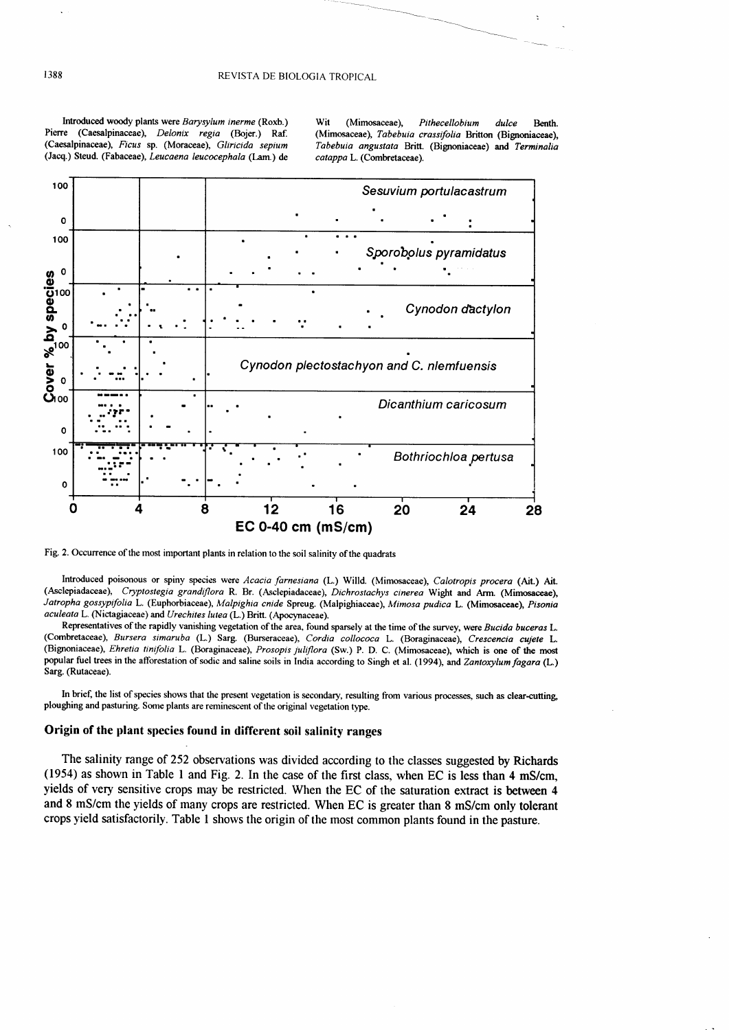Introduced woody plants were *Barysylum inerme* (Roxb.) Pierre (Caesalpinaceae), *Delonix regia* (Bojer.) Raf. (Caesalpinaceae), *Ficus* sp. (Moraceae), *Gliricida sepium* (Jacq.) Steud. (Fabaceae), *Leucaena leucocephala* (Lam.) de Wit (Mimosaceae), *Pithecellobium dulce* Benth. (Mimosaceae), *Tabebuia crassifolia* Britton (Bignoniaceae), *Tabebuia angustata* Britt. (Bignoniaceae) and *Terminalia catappa* L. (Combretaceae).

Fig. 2. Occurrence of the most important plants in relation to the soil salinity of the quadrats

Introduced poisonous or spiny species were *Acacia farnesiana* (L.) Willd. (Mimosaceae), *Calotropis procera* (Ait.) Ait. (Asclepiadaceae), *Cryptostegia grandiflora* R. Br. (Asclepiadaceae), *Dichrostachys cinerea* Wight and Arn. (Mimosaceae), *Jatropha gossypifolia* L. (Euphorbiaceae), *Malpighia cnide* Spreug. (Malpighiaceae), *Mimosa pudica* L. (Mimosaceae), *Pisonia aculeata* L. (Nictagiaceae) and *Urechites lutea* (L.) Britt. (Apocynaceae).

Representatives of the rapidly vanishing vegetation of the area, found sparsely at the time of the survey, were *Bucida buceras* L. (Combretaceae), *Bursera simaruba* (L.) Sarg. (Burseraceae), *Cordia collococa* L. (Boraginaceae), *Crescencia cujete* L. (Bignoniaceae), *Ehretia tinifolia* L. (Boraginaceae), *Prosopis juliflora* (Sw.) P. D. C. (Mimosaceae), which is one of the most popular fuel trees in the afforestation of sodic and saline soils in India according to Singh et al. (1994), and *Zantoxylum fagara* (L.) Sarg. (Rutaceae).

In brief, the list of species shows that the present vegetation is secondary, resulting from various processes, such as clear-cutting, ploughing and pasturing. Some plants are reminescent of the original vegetation type.

## Origin of the plant species found in different soil salinity ranges

The salinity range of 252 observations was divided according to the classes suggested by Richards (1954) as shown in Table 1 and Fig. 2. In the case of the first class, when EC is less than 4 mS/cm, yields of very sensitive crops may be restricted. When the EC of the saturation extract is between 4 and 8 mS/cm the yields of many crops are restricted. When EC is greater than 8 mS/cm only tolerant crops yield satisfactorily. Table 1 shows the origin of the most common plants found in the pasture.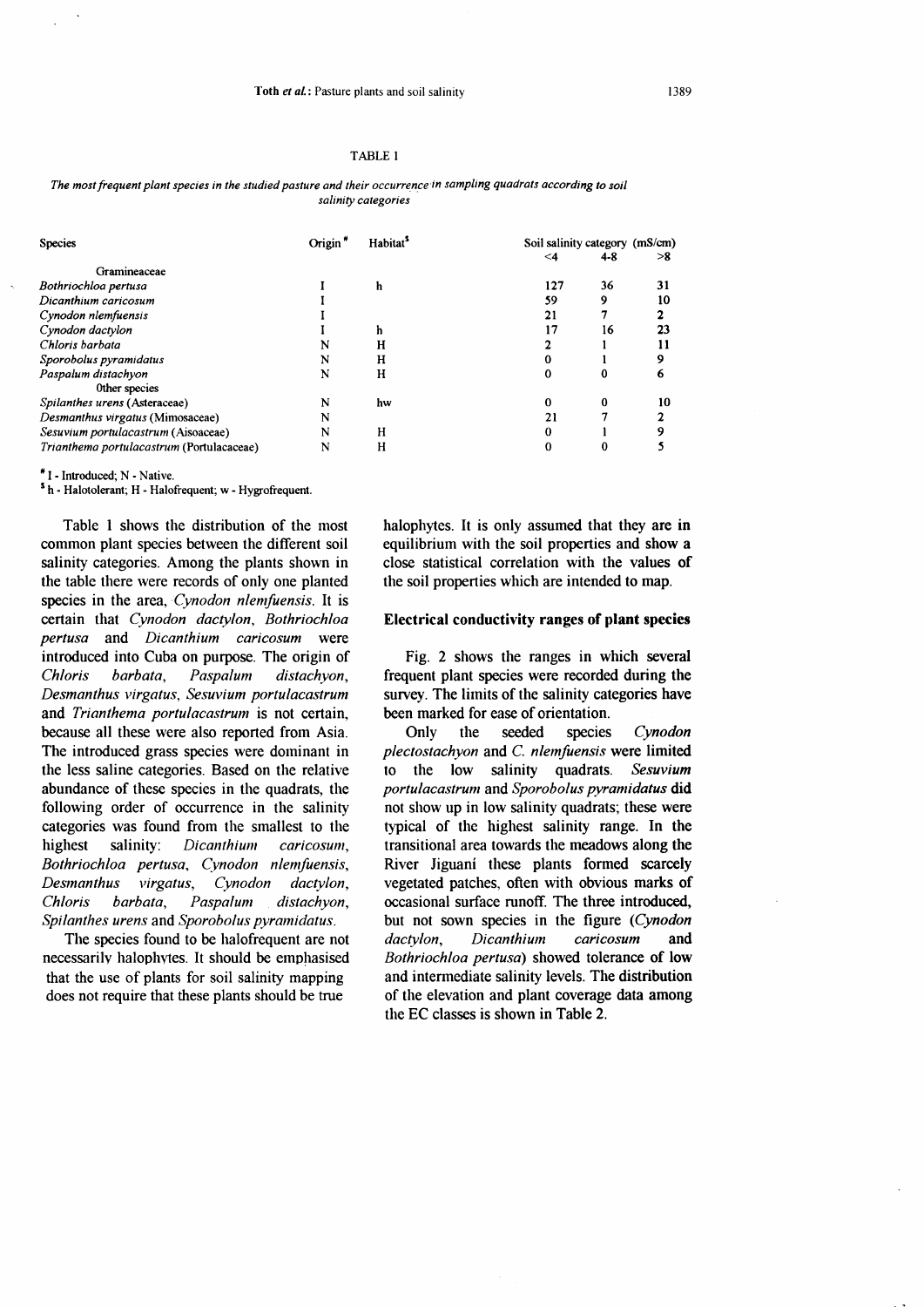TABLE 1

*The most frequent plant species in the studied pasture and their occurrence in sampling quadrats according to soil salinity categories*

| Species | Origin[#] | Habitat[$] | Soil salinity category (mS/cm) | | |
|---|---|---|---|---|---|
| | | | <4 | 4-8 | >8 |
| Gramineaceae | | | | | |
| *Bothriochloa pertusa* | I | h | 127 | 36 | 31 |
| *Dicanthium caricosum* | I | | 59 | 9 | 10 |
| *Cynodon nlemfuensis* | I | | 21 | 7 | 2 |
| *Cynodon dactylon* | I | h | 17 | 16 | 23 |
| *Chloris barbata* | N | H | 2 | 1 | 11 |
| *Sporobolus pyramidatus* | N | H | 0 | 1 | 9 |
| *Paspalum distachyon* | N | H | 0 | 0 | 6 |
| Other species | | | | | |
| *Spilanthes urens* (Asteraceae) | N | hw | 0 | 0 | 10 |
| *Desmanthus virgatus* (Mimosaceae) | N | | 21 | 7 | 2 |
| *Sesuvium portulacastrum* (Aisoaceae) | N | H | 0 | 1 | 9 |
| *Trianthema portulacastrum* (Portulacaceae) | N | H | 0 | 0 | 5 |

[#] I - Introduced; N - Native.
[$] h - Halotolerant; H - Halofrequent; w - Hygrofrequent.

Table 1 shows the distribution of the most common plant species between the different soil salinity categories. Among the plants shown in the table there were records of only one planted species in the area, *Cynodon nlemfuensis*. It is certain that *Cynodon dactylon*, *Bothriochloa pertusa* and *Dicanthium caricosum* were introduced into Cuba on purpose. The origin of *Chloris barbata*, *Paspalum distachyon*, *Desmanthus virgatus*, *Sesuvium portulacastrum* and *Trianthema portulacastrum* is not certain, because all these were also reported from Asia. The introduced grass species were dominant in the less saline categories. Based on the relative abundance of these species in the quadrats, the following order of occurrence in the salinity categories was found from the smallest to the highest salinity: *Dicanthium caricosum*, *Bothriochloa pertusa*, *Cynodon nlemfuensis*, *Desmanthus virgatus*, *Cynodon dactylon*, *Chloris barbata*, *Paspalum distachyon*, *Spilanthes urens* and *Sporobolus pyramidatus*.

The species found to be halofrequent are not necessarily halophytes. It should be emphasised that the use of plants for soil salinity mapping does not require that these plants should be true halophytes. It is only assumed that they are in equilibrium with the soil properties and show a close statistical correlation with the values of the soil properties which are intended to map.

## Electrical conductivity ranges of plant species

Fig. 2 shows the ranges in which several frequent plant species were recorded during the survey. The limits of the salinity categories have been marked for ease of orientation.

Only the seeded species *Cynodon plectostachyon* and *C. nlemfuensis* were limited to the low salinity quadrats. *Sesuvium portulacastrum* and *Sporobolus pyramidatus* did not show up in low salinity quadrats; these were typical of the highest salinity range. In the transitional area towards the meadows along the River Jiguaní these plants formed scarcely vegetated patches, often with obvious marks of occasional surface runoff. The three introduced, but not sown species in the figure (*Cynodon dactylon*, *Dicanthium caricosum* and *Bothriochloa pertusa*) showed tolerance of low and intermediate salinity levels. The distribution of the elevation and plant coverage data among the EC classes is shown in Table 2.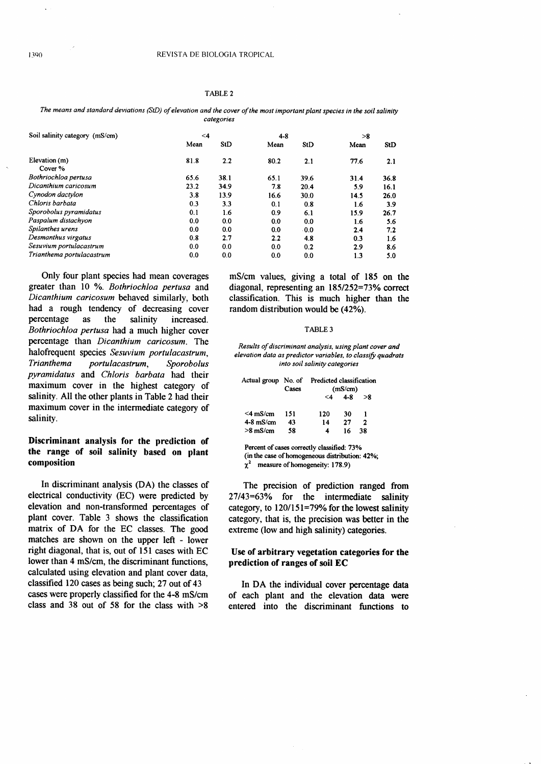TABLE 2

*The means and standard deviations (StD) of elevation and the cover of the most important plant species in the soil salinity categories*

| Soil salinity category (mS/cm) | <4 | | 4-8 | | >8 | |
|---|---|---|---|---|---|---|
| | Mean | StD | Mean | StD | Mean | StD |
| Elevation (m) | 81.8 | 2.2 | 80.2 | 2.1 | 77.6 | 2.1 |
| Cover % | | | | | | |
| *Bothriochloa pertusa* | 65.6 | 38.1 | 65.1 | 39.6 | 31.4 | 36.8 |
| *Dicanthium caricosum* | 23.2 | 34.9 | 7.8 | 20.4 | 5.9 | 16.1 |
| *Cynodon dactylon* | 3.8 | 13.9 | 16.6 | 30.0 | 14.5 | 26.0 |
| *Chloris barbata* | 0.3 | 3.3 | 0.1 | 0.8 | 1.6 | 3.9 |
| *Sporobolus pyramidatus* | 0.1 | 1.6 | 0.9 | 6.1 | 15.9 | 26.7 |
| *Paspalum distachyon* | 0.0 | 0.0 | 0.0 | 0.0 | 1.6 | 5.6 |
| *Spilanthes urens* | 0.0 | 0.0 | 0.0 | 0.0 | 2.4 | 7.2 |
| *Desmanthus virgatus* | 0.8 | 2.7 | 2.2 | 4.8 | 0.3 | 1.6 |
| *Sesuvium portulacastrum* | 0.0 | 0.0 | 0.0 | 0.2 | 2.9 | 8.6 |
| *Trianthema portulacastrum* | 0.0 | 0.0 | 0.0 | 0.0 | 1.3 | 5.0 |

Only four plant species had mean coverages greater than 10 %. *Bothriochloa pertusa* and *Dicanthium caricosum* behaved similarly, both had a rough tendency of decreasing cover percentage as the salinity increased. *Bothriochloa pertusa* had a much higher cover percentage than *Dicanthium caricosum*. The halofrequent species *Sesuvium portulacastrum*, *Trianthema portulacastrum*, *Sporobolus pyramidatus* and *Chloris barbata* had their maximum cover in the highest category of salinity. All the other plants in Table 2 had their maximum cover in the intermediate category of salinity.

### Discriminant analysis for the prediction of the range of soil salinity based on plant composition

In discriminant analysis (DA) the classes of electrical conductivity (EC) were predicted by elevation and non-transformed percentages of plant cover. Table 3 shows the classification matrix of DA for the EC classes. The good matches are shown on the upper left - lower right diagonal, that is, out of 151 cases with EC lower than 4 mS/cm, the discriminant functions, calculated using elevation and plant cover data, classified 120 cases as being such; 27 out of 43 cases were properly classified for the 4-8 mS/cm class and 38 out of 58 for the class with >8 mS/cm values, giving a total of 185 on the diagonal, representing an 185/252=73% correct classification. This is much higher than the random distribution would be (42%).

TABLE 3

*Results of discriminant analysis, using plant cover and elevation data as predictor variables, to classify quadrats into soil salinity categories*

| Actual group | No. of Cases | Predicted classification (mS/cm) | | |
|---|---|---|---|---|
| | | <4 | 4-8 | >8 |
| <4 mS/cm | 151 | 120 | 30 | 1 |
| 4-8 mS/cm | 43 | 14 | 27 | 2 |
| >8 mS/cm | 58 | 4 | 16 | 38 |

Percent of cases correctly classified: 73%
(in the case of homogeneous distribution: 42%;
$\chi^2$ measure of homogeneity: 178.9)

The precision of prediction ranged from 27/43=63% for the intermediate salinity category, to 120/151=79% for the lowest salinity category, that is, the precision was better in the extreme (low and high salinity) categories.

### Use of arbitrary vegetation categories for the prediction of ranges of soil EC

In DA the individual cover percentage data of each plant and the elevation data were entered into the discriminant functions to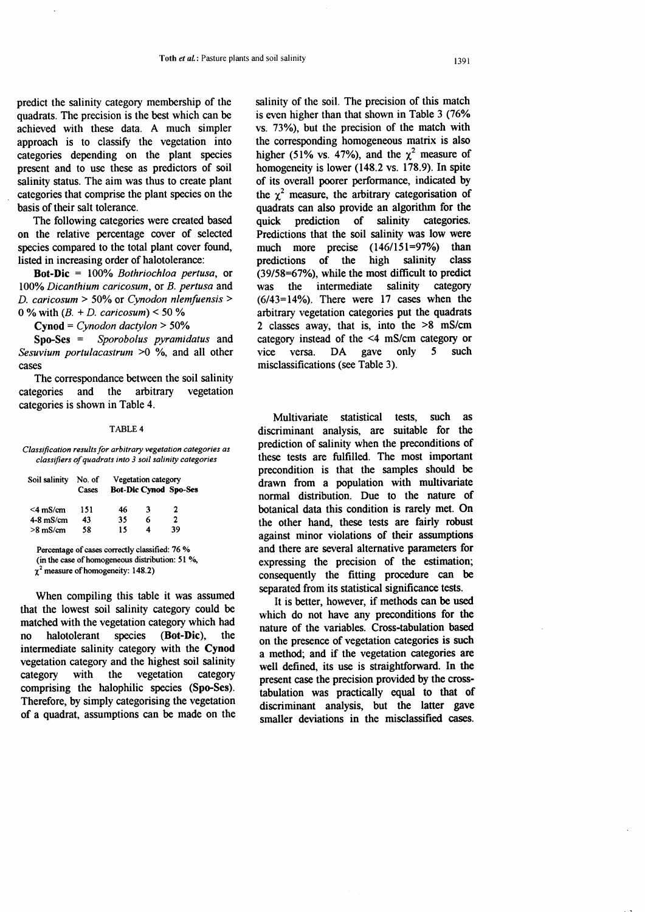predict the salinity category membership of the quadrats. The precision is the best which can be achieved with these data. A much simpler approach is to classify the vegetation into categories depending on the plant species present and to use these as predictors of soil salinity status. The aim was thus to create plant categories that comprise the plant species on the basis of their salt tolerance.

The following categories were created based on the relative percentage cover of selected species compared to the total plant cover found, listed in increasing order of halotolerance:

**Bot-Dic** = 100% *Bothriochloa pertusa*, or 100% *Dicanthium caricosum*, or *B. pertusa* and *D. caricosum* > 50% or *Cynodon nlemfuensis* > 0 % with (*B.* + *D. caricosum*) < 50 %

**Cynod** = *Cynodon dactylon* > 50%

**Spo-Ses** = *Sporobolus pyramidatus* and *Sesuvium portulacastrum* >0 %, and all other cases

The correspondance between the soil salinity categories and the arbitrary vegetation categories is shown in Table 4.

TABLE 4

*Classification results for arbitrary vegetation categories as classifiers of quadrats into 3 soil salinity categories*

| Soil salinity | No. of Cases | Vegetation category | | |
|---|---|---|---|---|
| | | **Bot-Dic** | **Cynod** | **Spo-Ses** |
| <4 mS/cm | 151 | 46 | 3 | 2 |
| 4-8 mS/cm | 43 | 35 | 6 | 2 |
| >8 mS/cm | 58 | 15 | 4 | 39 |

Percentage of cases correctly classified: 76 %
(in the case of homogeneous distribution: 51 %, $\chi^2$ measure of homogeneity: 148.2)

When compiling this table it was assumed that the lowest soil salinity category could be matched with the vegetation category which had no halotolerant species (**Bot-Dic**), the intermediate salinity category with the **Cynod** vegetation category and the highest soil salinity category with the vegetation category comprising the halophilic species (**Spo-Ses**). Therefore, by simply categorising the vegetation of a quadrat, assumptions can be made on the salinity of the soil. The precision of this match is even higher than that shown in Table 3 (76% vs. 73%), but the precision of the match with the corresponding homogeneous matrix is also higher (51% vs. 47%), and the $\chi^2$ measure of homogeneity is lower (148.2 vs. 178.9). In spite of its overall poorer performance, indicated by the $\chi^2$ measure, the arbitrary categorisation of quadrats can also provide an algorithm for the quick prediction of salinity categories. Predictions that the soil salinity was low were much more precise (146/151=97%) than predictions of the high salinity class (39/58=67%), while the most difficult to predict was the intermediate salinity category (6/43=14%). There were 17 cases when the arbitrary vegetation categories put the quadrats 2 classes away, that is, into the >8 mS/cm category instead of the <4 mS/cm category or vice versa. DA gave only 5 such misclassifications (see Table 3).

Multivariate statistical tests, such as discriminant analysis, are suitable for the prediction of salinity when the preconditions of these tests are fulfilled. The most important precondition is that the samples should be drawn from a population with multivariate normal distribution. Due to the nature of botanical data this condition is rarely met. On the other hand, these tests are fairly robust against minor violations of their assumptions and there are several alternative parameters for expressing the precision of the estimation; consequently the fitting procedure can be separated from its statistical significance tests.

It is better, however, if methods can be used which do not have any preconditions for the nature of the variables. Cross-tabulation based on the presence of vegetation categories is such a method; and if the vegetation categories are well defined, its use is straightforward. In the present case the precision provided by the cross-tabulation was practically equal to that of discriminant analysis, but the latter gave smaller deviations in the misclassified cases.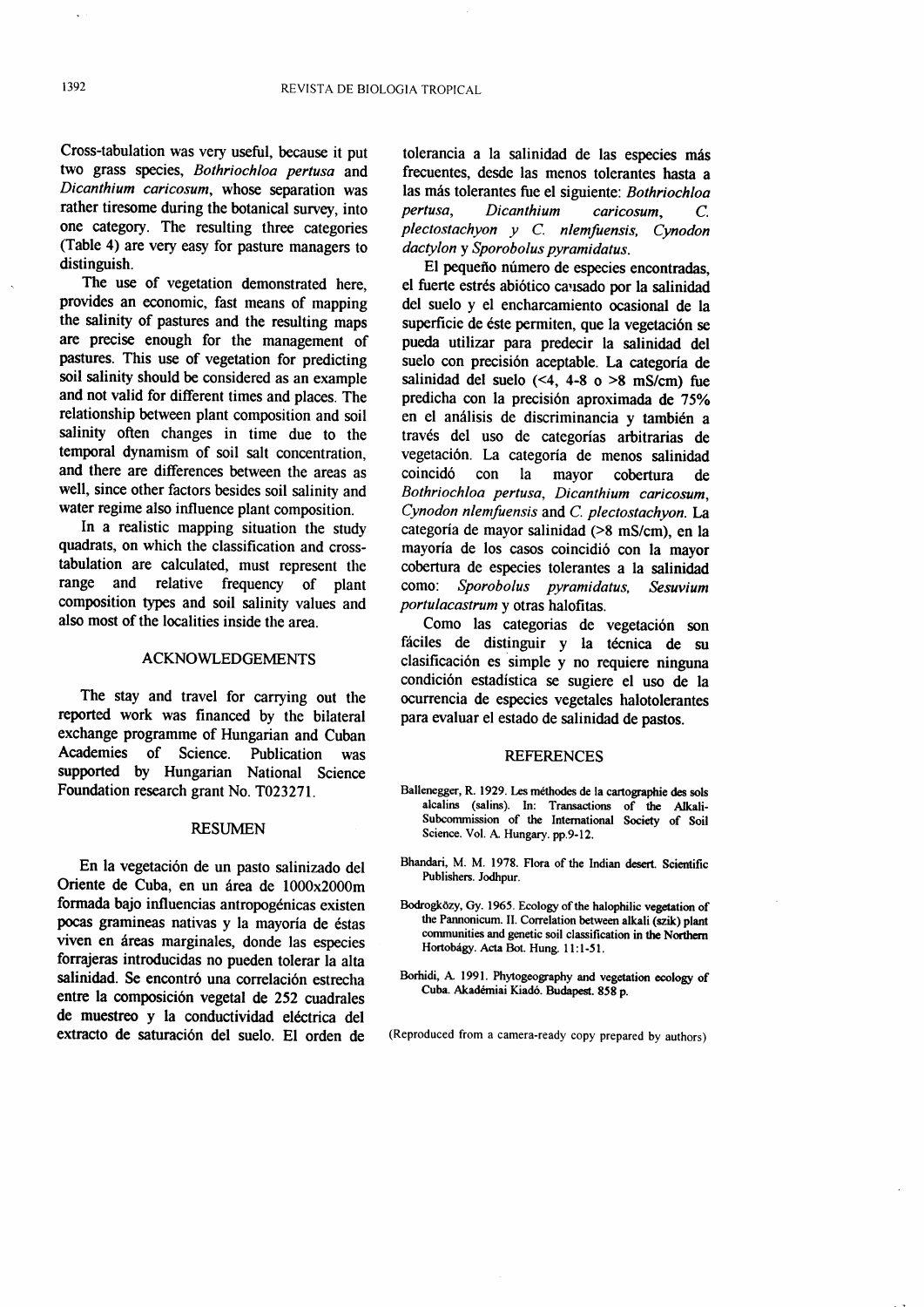Cross-tabulation was very useful, because it put two grass species, *Bothriochloa pertusa* and *Dicanthium caricosum*, whose separation was rather tiresome during the botanical survey, into one category. The resulting three categories (Table 4) are very easy for pasture managers to distinguish.

The use of vegetation demonstrated here, provides an economic, fast means of mapping the salinity of pastures and the resulting maps are precise enough for the management of pastures. This use of vegetation for predicting soil salinity should be considered as an example and not valid for different times and places. The relationship between plant composition and soil salinity often changes in time due to the temporal dynamism of soil salt concentration, and there are differences between the areas as well, since other factors besides soil salinity and water regime also influence plant composition.

In a realistic mapping situation the study quadrats, on which the classification and cross-tabulation are calculated, must represent the range and relative frequency of plant composition types and soil salinity values and also most of the localities inside the area.

## ACKNOWLEDGEMENTS

The stay and travel for carrying out the reported work was financed by the bilateral exchange programme of Hungarian and Cuban Academies of Science. Publication was supported by Hungarian National Science Foundation research grant No. T023271.

## RESUMEN

En la vegetación de un pasto salinizado del Oriente de Cuba, en un área de 1000x2000m formada bajo influencias antropogénicas existen pocas gramineas nativas y la mayoría de éstas viven en áreas marginales, donde las especies forrajeras introducidas no pueden tolerar la alta salinidad. Se encontró una correlación estrecha entre la composición vegetal de 252 cuadrales de muestreo y la conductividad eléctrica del extracto de saturación del suelo. El orden de tolerancia a la salinidad de las especies más frecuentes, desde las menos tolerantes hasta a las más tolerantes fue el siguiente: *Bothriochloa pertusa*, *Dicanthium caricosum*, *C. plectostachyon* y *C. nlemfuensis*, *Cynodon dactylon* y *Sporobolus pyramidatus*.

El pequeño número de especies encontradas, el fuerte estrés abiótico causado por la salinidad del suelo y el encharcamiento ocasional de la superficie de éste permiten, que la vegetación se pueda utilizar para predecir la salinidad del suelo con precisión aceptable. La categoría de salinidad del suelo (<4, 4-8 o >8 mS/cm) fue predicha con la precisión aproximada de 75% en el análisis de discriminancia y también a través del uso de categorías arbitrarias de vegetación. La categoría de menos salinidad coincidó con la mayor cobertura de *Bothriochloa pertusa*, *Dicanthium caricosum*, *Cynodon nlemfuensis* and *C. plectostachyon*. La categoría de mayor salinidad (>8 mS/cm), en la mayoría de los casos coincidió con la mayor cobertura de especies tolerantes a la salinidad como: *Sporobolus pyramidatus*, *Sesuvium portulacastrum* y otras halofitas.

Como las categorias de vegetación son fáciles de distinguir y la técnica de su clasificación es simple y no requiere ninguna condición estadística se sugiere el uso de la ocurrencia de especies vegetales halotolerantes para evaluar el estado de salinidad de pastos.

## REFERENCES

Ballenegger, R. 1929. Les méthodes de la cartographie des sols alcalins (salins). In: Transactions of the Alkali-Subcommission of the International Society of Soil Science. Vol. A. Hungary. pp.9-12.

Bhandari, M. M. 1978. Flora of the Indian desert. Scientific Publishers. Jodhpur.

Bodrogközy, Gy. 1965. Ecology of the halophilic vegetation of the Pannonicum. II. Correlation between alkali (szik) plant communities and genetic soil classification in the Northern Hortobágy. Acta Bot. Hung. 11:1-51.

Borhidi, A. 1991. Phytogeography and vegetation ecology of Cuba. Akadémiai Kiadó. Budapest. 858 p.

(Reproduced from a camera-ready copy prepared by authors)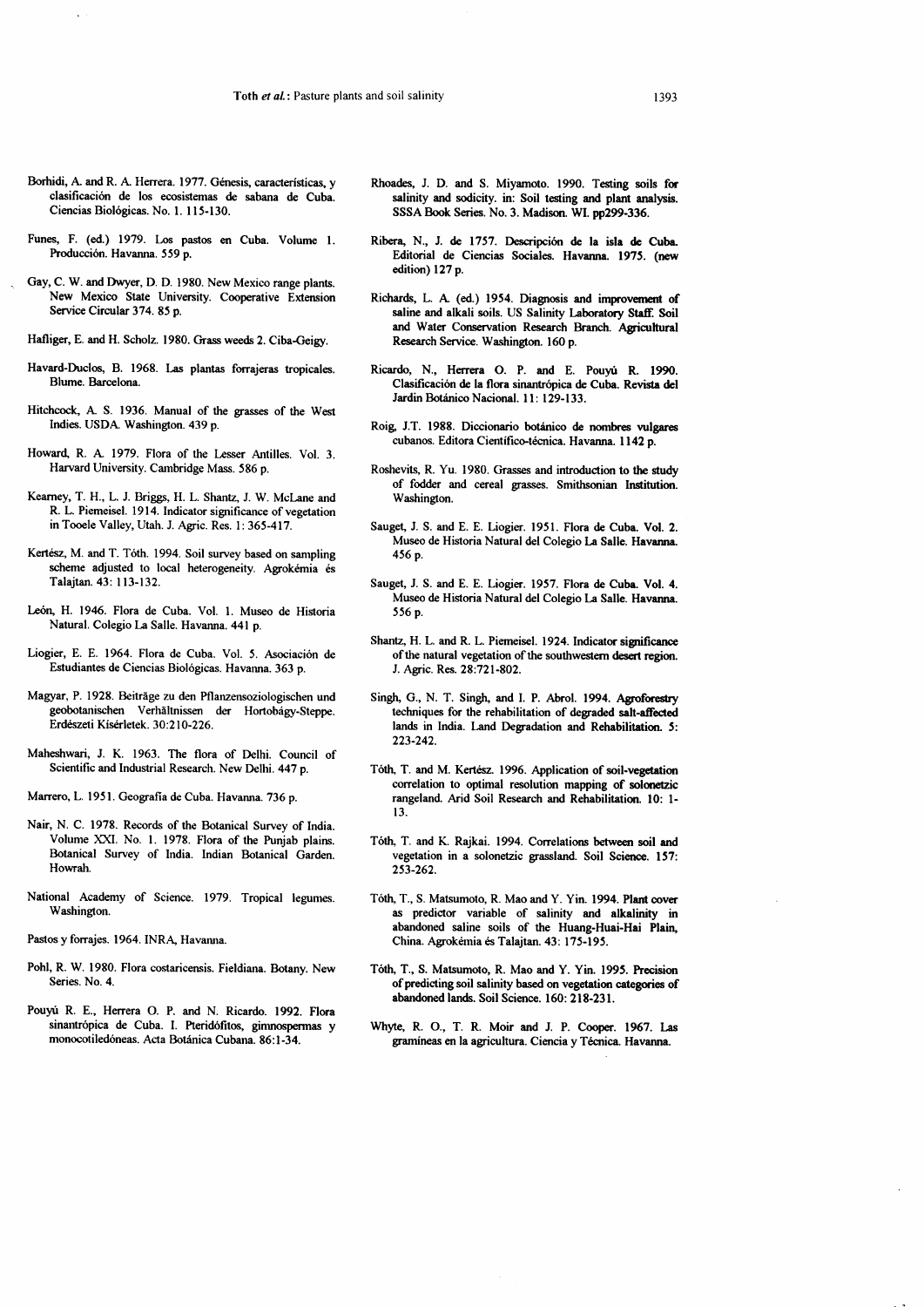Borhidi, A. and R. A. Herrera. 1977. Génesis, características, y clasificación de los ecosistemas de sabana de Cuba. Ciencias Biológicas. No. 1. 115-130.

Funes, F. (ed.) 1979. Los pastos en Cuba. Volume 1. Producción. Havanna. 559 p.

Gay, C. W. and Dwyer, D. D. 1980. New Mexico range plants. New Mexico State University. Cooperative Extension Service Circular 374. 85 p.

Hafliger, E. and H. Scholz. 1980. Grass weeds 2. Ciba-Geigy.

Havard-Duclos, B. 1968. Las plantas forrajeras tropicales. Blume. Barcelona.

Hitchcock, A. S. 1936. Manual of the grasses of the West Indies. USDA. Washington. 439 p.

Howard, R. A. 1979. Flora of the Lesser Antilles. Vol. 3. Harvard University. Cambridge Mass. 586 p.

Kearney, T. H., L. J. Briggs, H. L. Shantz, J. W. McLane and R. L. Piemeisel. 1914. Indicator significance of vegetation in Tooele Valley, Utah. J. Agric. Res. 1: 365-417.

Kertész, M. and T. Tóth. 1994. Soil survey based on sampling scheme adjusted to local heterogeneity. Agrokémia és Talajtan. 43: 113-132.

León, H. 1946. Flora de Cuba. Vol. 1. Museo de Historia Natural. Colegio La Salle. Havanna. 441 p.

Liogier, E. E. 1964. Flora de Cuba. Vol. 5. Asociación de Estudiantes de Ciencias Biológicas. Havanna. 363 p.

Magyar, P. 1928. Beiträge zu den Pflanzensoziologischen und geobotanischen Verhältnissen der Hortobágy-Steppe. Erdészeti Kísérletek. 30:210-226.

Maheshwari, J. K. 1963. The flora of Delhi. Council of Scientific and Industrial Research. New Delhi. 447 p.

Marrero, L. 1951. Geografía de Cuba. Havanna. 736 p.

Nair, N. C. 1978. Records of the Botanical Survey of India. Volume XXI. No. 1. 1978. Flora of the Punjab plains. Botanical Survey of India. Indian Botanical Garden. Howrah.

National Academy of Science. 1979. Tropical legumes. Washington.

Pastos y forrajes. 1964. INRA, Havanna.

Pohl, R. W. 1980. Flora costaricensis. Fieldiana. Botany. New Series. No. 4.

Pouyú R. E., Herrera O. P. and N. Ricardo. 1992. Flora sinantrópica de Cuba. I. Pteridófitos, gimnospermas y monocotiledóneas. Acta Botánica Cubana. 86:1-34.

Rhoades, J. D. and S. Miyamoto. 1990. Testing soils for salinity and sodicity. in: Soil testing and plant analysis. SSSA Book Series. No. 3. Madison. WI. pp299-336.

Ribera, N., J. de 1757. Descripción de la isla de Cuba. Editorial de Ciencias Sociales. Havanna. 1975. (new edition) 127 p.

Richards, L. A. (ed.) 1954. Diagnosis and improvement of saline and alkali soils. US Salinity Laboratory Staff. Soil and Water Conservation Research Branch. Agricultural Research Service. Washington. 160 p.

Ricardo, N., Herrera O. P. and E. Pouyú R. 1990. Clasificación de la flora sinantrópica de Cuba. Revista del Jardín Botánico Nacional. 11: 129-133.

Roig, J.T. 1988. Diccionario botánico de nombres vulgares cubanos. Editora Científico-técnica. Havanna. 1142 p.

Roshevits, R. Yu. 1980. Grasses and introduction to the study of fodder and cereal grasses. Smithsonian Institution. Washington.

Sauget, J. S. and E. E. Liogier. 1951. Flora de Cuba. Vol. 2. Museo de Historia Natural del Colegio La Salle. Havanna. 456 p.

Sauget, J. S. and E. E. Liogier. 1957. Flora de Cuba. Vol. 4. Museo de Historia Natural del Colegio La Salle. Havanna. 556 p.

Shantz, H. L. and R. L. Piemeisel. 1924. Indicator significance of the natural vegetation of the southwestern desert region. J. Agric. Res. 28:721-802.

Singh, G., N. T. Singh, and I. P. Abrol. 1994. Agroforestry techniques for the rehabilitation of degraded salt-affected lands in India. Land Degradation and Rehabilitation. 5: 223-242.

Tóth, T. and M. Kertész. 1996. Application of soil-vegetation correlation to optimal resolution mapping of solonetzic rangeland. Arid Soil Research and Rehabilitation. 10: 1-13.

Tóth, T. and K. Rajkai. 1994. Correlations between soil and vegetation in a solonetzic grassland. Soil Science. 157: 253-262.

Tóth, T., S. Matsumoto, R. Mao and Y. Yin. 1994. Plant cover as predictor variable of salinity and alkalinity in abandoned saline soils of the Huang-Huai-Hai Plain, China. Agrokémia és Talajtan. 43: 175-195.

Tóth, T., S. Matsumoto, R. Mao and Y. Yin. 1995. Precision of predicting soil salinity based on vegetation categories of abandoned lands. Soil Science. 160: 218-231.

Whyte, R. O., T. R. Moir and J. P. Cooper. 1967. Las gramíneas en la agricultura. Ciencia y Técnica. Havanna.